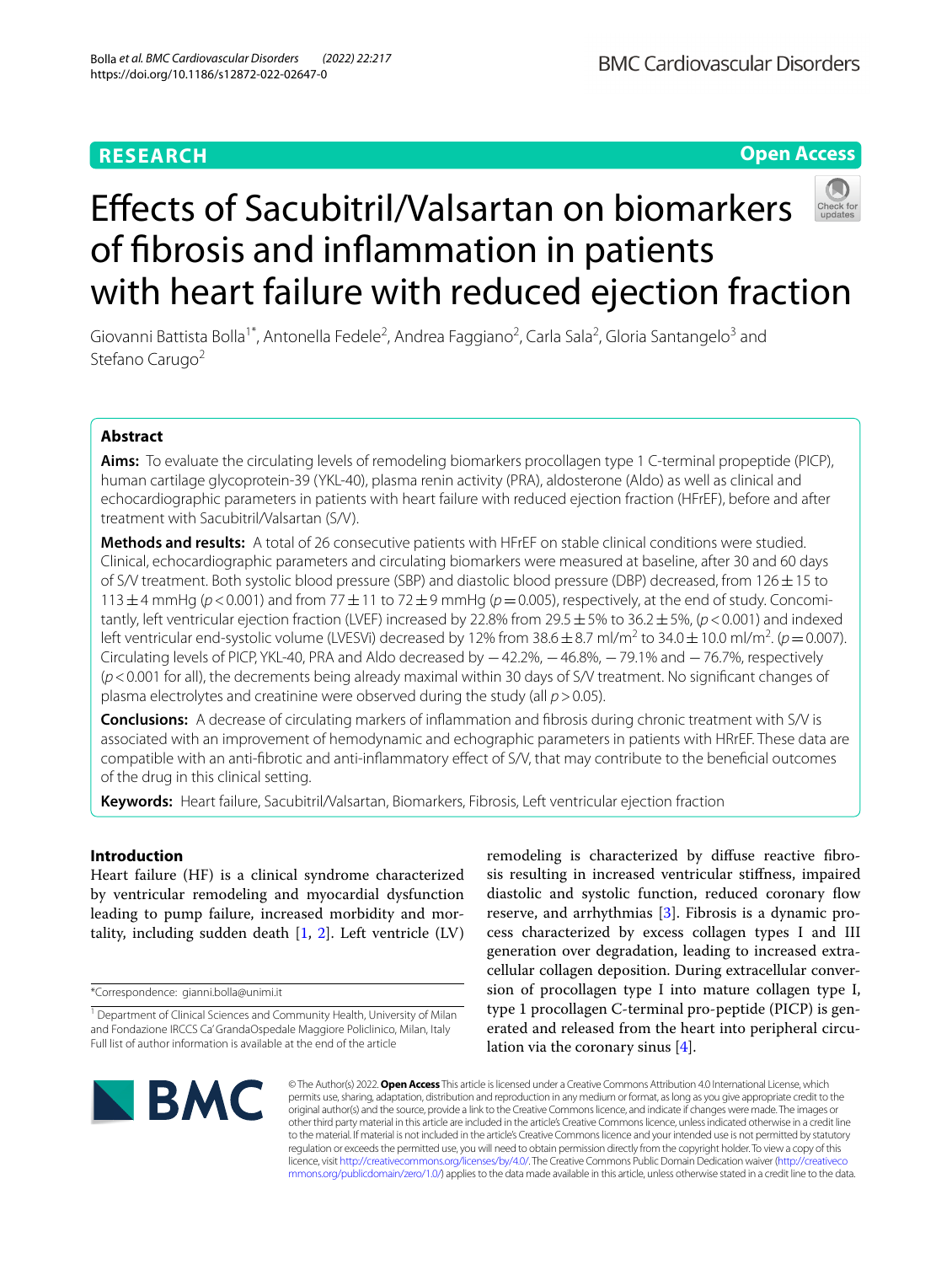RESEARCH

Open Access

# Effects of Sacubitril/Valsartan on biomarkers of fibrosis and inflammation in patients with heart failure with reduced ejection fraction

Giovanni Battista Bolla[1*], Antonella Fedele[2], Andrea Faggiano[2], Carla Sala[2], Gloria Santangelo[3] and Stefano Carugo[2]

## Abstract

**Aims:** To evaluate the circulating levels of remodeling biomarkers procollagen type 1 C-terminal propeptide (PICP), human cartilage glycoprotein-39 (YKL-40), plasma renin activity (PRA), aldosterone (Aldo) as well as clinical and echocardiographic parameters in patients with heart failure with reduced ejection fraction (HFrEF), before and after treatment with Sacubitril/Valsartan (S/V).

**Methods and results:** A total of 26 consecutive patients with HFrEF on stable clinical conditions were studied. Clinical, echocardiographic parameters and circulating biomarkers were measured at baseline, after 30 and 60 days of S/V treatment. Both systolic blood pressure (SBP) and diastolic blood pressure (DBP) decreased, from 126 ± 15 to 113 ± 4 mmHg ($p < 0.001$) and from 77 ± 11 to 72 ± 9 mmHg ($p = 0.005$), respectively, at the end of study. Concomitantly, left ventricular ejection fraction (LVEF) increased by 22.8% from 29.5 ± 5% to 36.2 ± 5%, ($p < 0.001$) and indexed left ventricular end-systolic volume (LVESVi) decreased by 12% from 38.6 ± 8.7 ml/m$^2$ to 34.0 ± 10.0 ml/m$^2$. ($p = 0.007$). Circulating levels of PICP, YKL-40, PRA and Aldo decreased by −42.2%, −46.8%, −79.1% and −76.7%, respectively ($p < 0.001$ for all), the decrements being already maximal within 30 days of S/V treatment. No significant changes of plasma electrolytes and creatinine were observed during the study (all $p > 0.05$).

**Conclusions:** A decrease of circulating markers of inflammation and fibrosis during chronic treatment with S/V is associated with an improvement of hemodynamic and echographic parameters in patients with HRrEF. These data are compatible with an anti-fibrotic and anti-inflammatory effect of S/V, that may contribute to the beneficial outcomes of the drug in this clinical setting.

**Keywords:** Heart failure, Sacubitril/Valsartan, Biomarkers, Fibrosis, Left ventricular ejection fraction

## Introduction

Heart failure (HF) is a clinical syndrome characterized by ventricular remodeling and myocardial dysfunction leading to pump failure, increased morbidity and mortality, including sudden death [1, 2]. Left ventricle (LV) remodeling is characterized by diffuse reactive fibrosis resulting in increased ventricular stiffness, impaired diastolic and systolic function, reduced coronary flow reserve, and arrhythmias [3]. Fibrosis is a dynamic process characterized by excess collagen types I and III generation over degradation, leading to increased extracellular collagen deposition. During extracellular conversion of procollagen type I into mature collagen type I, type 1 procollagen C-terminal pro-peptide (PICP) is generated and released from the heart into peripheral circulation via the coronary sinus [4].

*Correspondence: gianni.bolla@unimi.it

[1] Department of Clinical Sciences and Community Health, University of Milan and Fondazione IRCCS Ca' GrandaOspedale Maggiore Policlinico, Milan, Italy

Full list of author information is available at the end of the article

© The Author(s) 2022. **Open Access** This article is licensed under a Creative Commons Attribution 4.0 International License, which permits use, sharing, adaptation, distribution and reproduction in any medium or format, as long as you give appropriate credit to the original author(s) and the source, provide a link to the Creative Commons licence, and indicate if changes were made. The images or other third party material in this article are included in the article's Creative Commons licence, unless indicated otherwise in a credit line to the material. If material is not included in the article's Creative Commons licence and your intended use is not permitted by statutory regulation or exceeds the permitted use, you will need to obtain permission directly from the copyright holder. To view a copy of this licence, visit http://creativecommons.org/licenses/by/4.0/. The Creative Commons Public Domain Dedication waiver (http://creativecommons.org/publicdomain/zero/1.0/) applies to the data made available in this article, unless otherwise stated in a credit line to the data.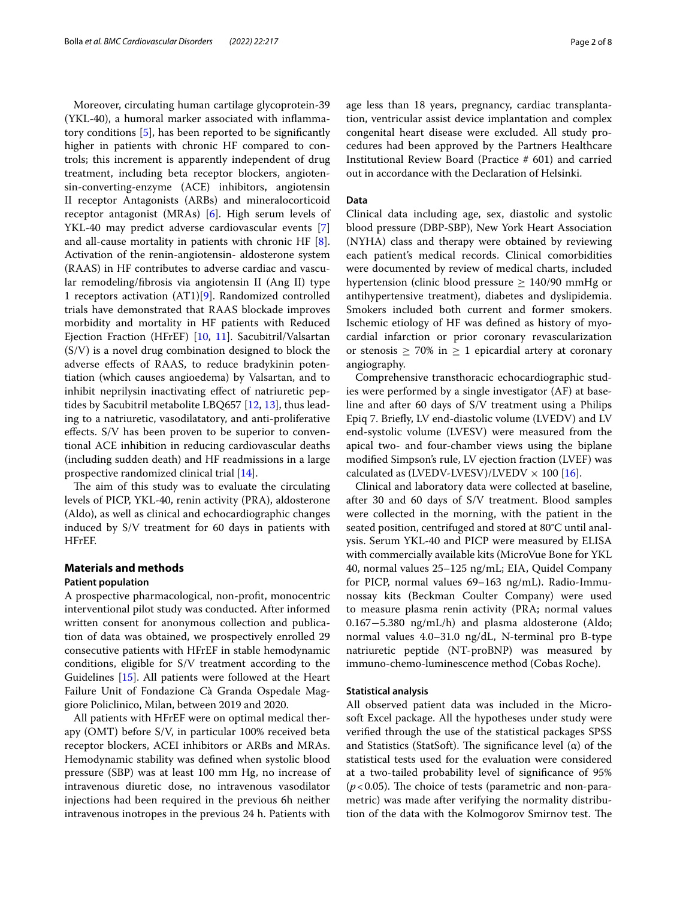Moreover, circulating human cartilage glycoprotein-39 (YKL-40), a humoral marker associated with inflammatory conditions [5], has been reported to be significantly higher in patients with chronic HF compared to controls; this increment is apparently independent of drug treatment, including beta receptor blockers, angiotensin-converting-enzyme (ACE) inhibitors, angiotensin II receptor Antagonists (ARBs) and mineralocorticoid receptor antagonist (MRAs) [6]. High serum levels of YKL-40 may predict adverse cardiovascular events [7] and all-cause mortality in patients with chronic HF [8]. Activation of the renin-angiotensin- aldosterone system (RAAS) in HF contributes to adverse cardiac and vascular remodeling/fibrosis via angiotensin II (Ang II) type 1 receptors activation (AT1)[9]. Randomized controlled trials have demonstrated that RAAS blockade improves morbidity and mortality in HF patients with Reduced Ejection Fraction (HFrEF) [10, 11]. Sacubitril/Valsartan (S/V) is a novel drug combination designed to block the adverse effects of RAAS, to reduce bradykinin potentiation (which causes angioedema) by Valsartan, and to inhibit neprilysin inactivating effect of natriuretic peptides by Sacubitril metabolite LBQ657 [12, 13], thus leading to a natriuretic, vasodilatatory, and anti-proliferative effects. S/V has been proven to be superior to conventional ACE inhibition in reducing cardiovascular deaths (including sudden death) and HF readmissions in a large prospective randomized clinical trial [14].

The aim of this study was to evaluate the circulating levels of PICP, YKL-40, renin activity (PRA), aldosterone (Aldo), as well as clinical and echocardiographic changes induced by S/V treatment for 60 days in patients with HFrEF.

## Materials and methods

### Patient population

A prospective pharmacological, non-profit, monocentric interventional pilot study was conducted. After informed written consent for anonymous collection and publication of data was obtained, we prospectively enrolled 29 consecutive patients with HFrEF in stable hemodynamic conditions, eligible for S/V treatment according to the Guidelines [15]. All patients were followed at the Heart Failure Unit of Fondazione Cà Granda Ospedale Maggiore Policlinico, Milan, between 2019 and 2020.

All patients with HFrEF were on optimal medical therapy (OMT) before S/V, in particular 100% received beta receptor blockers, ACEI inhibitors or ARBs and MRAs. Hemodynamic stability was defined when systolic blood pressure (SBP) was at least 100 mm Hg, no increase of intravenous diuretic dose, no intravenous vasodilator injections had been required in the previous 6h neither intravenous inotropes in the previous 24 h. Patients with age less than 18 years, pregnancy, cardiac transplantation, ventricular assist device implantation and complex congenital heart disease were excluded. All study procedures had been approved by the Partners Healthcare Institutional Review Board (Practice # 601) and carried out in accordance with the Declaration of Helsinki.

### Data

Clinical data including age, sex, diastolic and systolic blood pressure (DBP-SBP), New York Heart Association (NYHA) class and therapy were obtained by reviewing each patient's medical records. Clinical comorbidities were documented by review of medical charts, included hypertension (clinic blood pressure $\geq$ 140/90 mmHg or antihypertensive treatment), diabetes and dyslipidemia. Smokers included both current and former smokers. Ischemic etiology of HF was defined as history of myocardial infarction or prior coronary revascularization or stenosis $\geq$ 70% in $\geq$ 1 epicardial artery at coronary angiography.

Comprehensive transthoracic echocardiographic studies were performed by a single investigator (AF) at baseline and after 60 days of S/V treatment using a Philips Epiq 7. Briefly, LV end-diastolic volume (LVEDV) and LV end-systolic volume (LVESV) were measured from the apical two- and four-chamber views using the biplane modified Simpson's rule, LV ejection fraction (LVEF) was calculated as (LVEDV-LVESV)/LVEDV $\times$ 100 [16].

Clinical and laboratory data were collected at baseline, after 30 and 60 days of S/V treatment. Blood samples were collected in the morning, with the patient in the seated position, centrifuged and stored at 80°C until analysis. Serum YKL-40 and PICP were measured by ELISA with commercially available kits (MicroVue Bone for YKL 40, normal values 25–125 ng/mL; EIA, Quidel Company for PICP, normal values 69–163 ng/mL). Radio-Immunossay kits (Beckman Coulter Company) were used to measure plasma renin activity (PRA; normal values 0.167−5.380 ng/mL/h) and plasma aldosterone (Aldo; normal values 4.0–31.0 ng/dL, N-terminal pro B-type natriuretic peptide (NT-proBNP) was measured by immuno-chemo-luminescence method (Cobas Roche).

### Statistical analysis

All observed patient data was included in the Microsoft Excel package. All the hypotheses under study were verified through the use of the statistical packages SPSS and Statistics (StatSoft). The significance level (α) of the statistical tests used for the evaluation were considered at a two-tailed probability level of significance of 95% ($p < 0.05$). The choice of tests (parametric and non-parametric) was made after verifying the normality distribution of the data with the Kolmogorov Smirnov test. The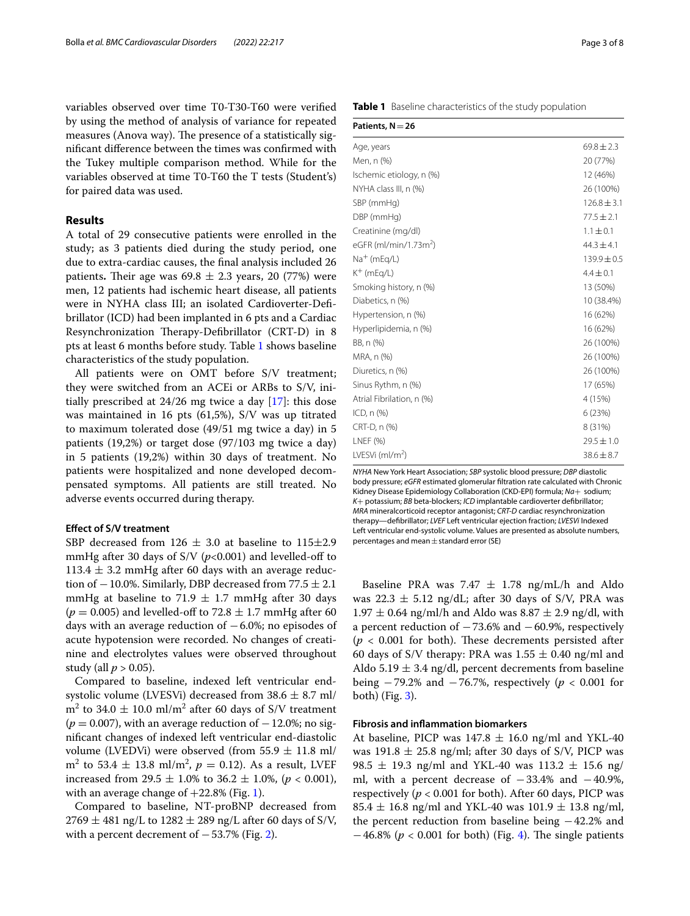variables observed over time T0-T30-T60 were verified by using the method of analysis of variance for repeated measures (Anova way). The presence of a statistically significant difference between the times was confirmed with the Tukey multiple comparison method. While for the variables observed at time T0-T60 the T tests (Student's) for paired data was used.

## Results

A total of 29 consecutive patients were enrolled in the study; as 3 patients died during the study period, one due to extra-cardiac causes, the final analysis included 26 patients**.** Their age was 69.8 ± 2.3 years, 20 (77%) were men, 12 patients had ischemic heart disease, all patients were in NYHA class III; an isolated Cardioverter-Defibrillator (ICD) had been implanted in 6 pts and a Cardiac Resynchronization Therapy-Defibrillator (CRT-D) in 8 pts at least 6 months before study. Table 1 shows baseline characteristics of the study population.

All patients were on OMT before S/V treatment; they were switched from an ACEi or ARBs to S/V, initially prescribed at 24/26 mg twice a day [17]: this dose was maintained in 16 pts (61,5%), S/V was up titrated to maximum tolerated dose (49/51 mg twice a day) in 5 patients (19,2%) or target dose (97/103 mg twice a day) in 5 patients (19,2%) within 30 days of treatment. No patients were hospitalized and none developed decompensated symptoms. All patients are still treated. No adverse events occurred during therapy.

### Effect of S/V treatment

SBP decreased from 126 ± 3.0 at baseline to 115±2.9 mmHg after 30 days of S/V ($p<0.001$) and levelled-off to 113.4 ± 3.2 mmHg after 60 days with an average reduction of −10.0%. Similarly, DBP decreased from 77.5 ± 2.1 mmHg at baseline to 71.9 ± 1.7 mmHg after 30 days ($p = 0.005$) and levelled-off to 72.8 ± 1.7 mmHg after 60 days with an average reduction of −6.0%; no episodes of acute hypotension were recorded. No changes of creatinine and electrolytes values were observed throughout study (all $p > 0.05$).

Compared to baseline, indexed left ventricular end-systolic volume (LVESVi) decreased from 38.6 ± 8.7 ml/m$^2$ to 34.0 ± 10.0 ml/m$^2$ after 60 days of S/V treatment ($p = 0.007$), with an average reduction of −12.0%; no significant changes of indexed left ventricular end-diastolic volume (LVEDVi) were observed (from 55.9 ± 11.8 ml/m$^2$ to 53.4 ± 13.8 ml/m$^2$, $p = 0.12$). As a result, LVEF increased from 29.5 ± 1.0% to 36.2 ± 1.0%, ($p < 0.001$), with an average change of +22.8% (Fig. 1).

Compared to baseline, NT-proBNP decreased from 2769 ± 481 ng/L to 1282 ± 289 ng/L after 60 days of S/V, with a percent decrement of −53.7% (Fig. 2).

**Table 1** Baseline characteristics of the study population

| **Patients, N = 26** | |
|---|---|
| Age, years | 69.8 ± 2.3 |
| Men, n (%) | 20 (77%) |
| Ischemic etiology, n (%) | 12 (46%) |
| NYHA class III, n (%) | 26 (100%) |
| SBP (mmHg) | 126.8 ± 3.1 |
| DBP (mmHg) | 77.5 ± 2.1 |
| Creatinine (mg/dl) | 1.1 ± 0.1 |
| eGFR (ml/min/1.73m$^2$) | 44.3 ± 4.1 |
| Na$^+$ (mEq/L) | 139.9 ± 0.5 |
| K$^+$ (mEq/L) | 4.4 ± 0.1 |
| Smoking history, n (%) | 13 (50%) |
| Diabetics, n (%) | 10 (38.4%) |
| Hypertension, n (%) | 16 (62%) |
| Hyperlipidemia, n (%) | 16 (62%) |
| BB, n (%) | 26 (100%) |
| MRA, n (%) | 26 (100%) |
| Diuretics, n (%) | 26 (100%) |
| Sinus Rythm, n (%) | 17 (65%) |
| Atrial Fibrillation, n (%) | 4 (15%) |
| ICD, n (%) | 6 (23%) |
| CRT-D, n (%) | 8 (31%) |
| LNEF (%) | 29.5 ± 1.0 |
| LVESVi (ml/m$^2$) | 38.6 ± 8.7 |

*NYHA* New York Heart Association; *SBP* systolic blood pressure; *DBP* diastolic body pressure; *eGFR* estimated glomerular filtration rate calculated with Chronic Kidney Disease Epidemiology Collaboration (CKD-EPI) formula; *Na+* sodium; *K+* potassium; *BB* beta-blockers; *ICD* implantable cardioverter defibrillator; *MRA* mineralcorticoid receptor antagonist; *CRT-D* cardiac resynchronization therapy—defibrillator; *LVEF* Left ventricular ejection fraction; *LVESVi* Indexed Left ventricular end-systolic volume. Values are presented as absolute numbers, percentages and mean ± standard error (SE)

Baseline PRA was 7.47 ± 1.78 ng/mL/h and Aldo was 22.3 ± 5.12 ng/dL; after 30 days of S/V, PRA was 1.97 ± 0.64 ng/ml/h and Aldo was 8.87 ± 2.9 ng/dl, with a percent reduction of −73.6% and −60.9%, respectively ($p < 0.001$ for both). These decrements persisted after 60 days of S/V therapy: PRA was 1.55 ± 0.40 ng/ml and Aldo 5.19 ± 3.4 ng/dl, percent decrements from baseline being −79.2% and −76.7%, respectively ($p < 0.001$ for both) (Fig. 3).

### Fibrosis and inflammation biomarkers

At baseline, PICP was 147.8 ± 16.0 ng/ml and YKL-40 was 191.8 ± 25.8 ng/ml; after 30 days of S/V, PICP was 98.5 ± 19.3 ng/ml and YKL-40 was 113.2 ± 15.6 ng/ml, with a percent decrease of −33.4% and −40.9%, respectively ($p < 0.001$ for both). After 60 days, PICP was 85.4 ± 16.8 ng/ml and YKL-40 was 101.9 ± 13.8 ng/ml, the percent reduction from baseline being −42.2% and −46.8% ($p < 0.001$ for both) (Fig. 4). The single patients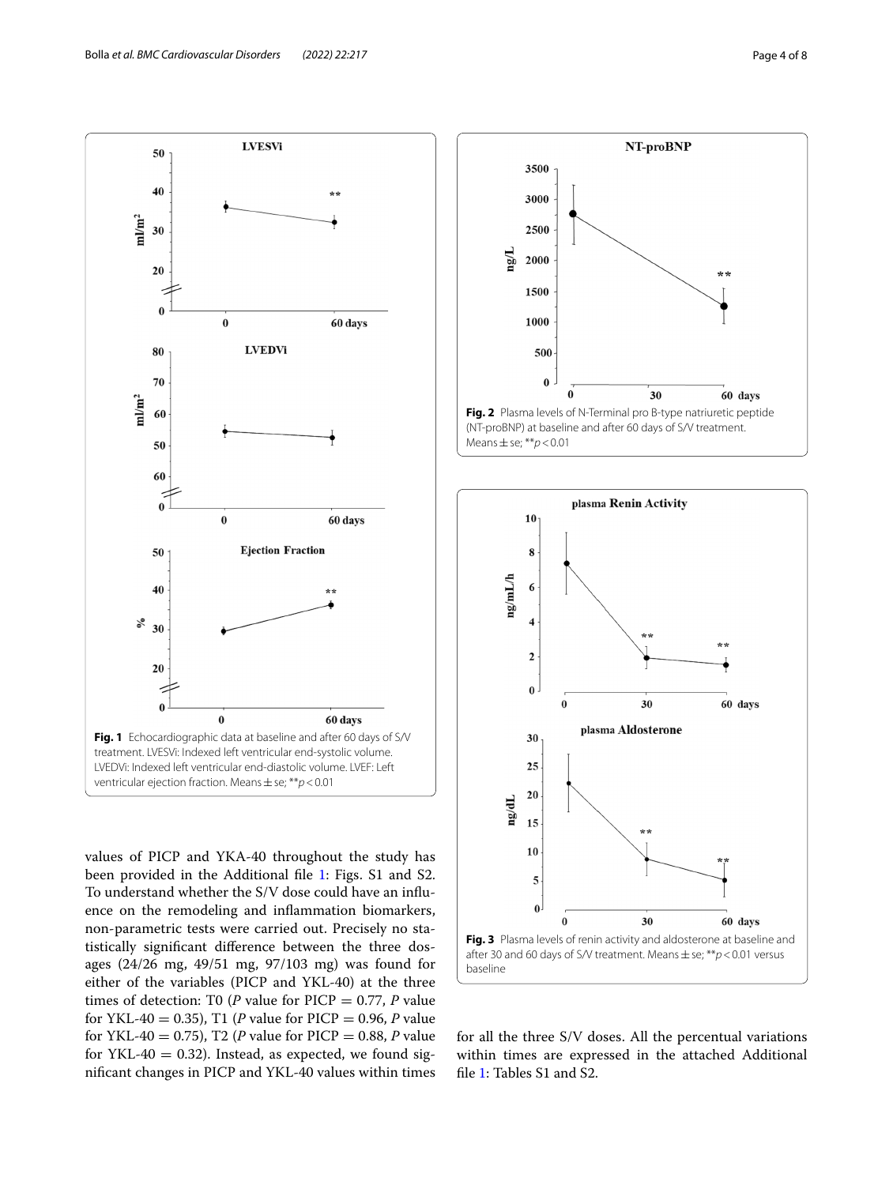**Fig. 1** Echocardiographic data at baseline and after 60 days of S/V treatment. LVESVi: Indexed left ventricular end-systolic volume. LVEDVi: Indexed left ventricular end-diastolic volume. LVEF: Left ventricular ejection fraction. Means ± se; **$p < 0.01$

**Fig. 2** Plasma levels of N-Terminal pro B-type natriuretic peptide (NT-proBNP) at baseline and after 60 days of S/V treatment. Means ± se; **$p < 0.01$

**Fig. 3** Plasma levels of renin activity and aldosterone at baseline and after 30 and 60 days of S/V treatment. Means ± se; **$p < 0.01$ versus baseline

values of PICP and YKA-40 throughout the study has been provided in the Additional file 1: Figs. S1 and S2. To understand whether the S/V dose could have an influence on the remodeling and inflammation biomarkers, non-parametric tests were carried out. Precisely no statistically significant difference between the three dosages (24/26 mg, 49/51 mg, 97/103 mg) was found for either of the variables (PICP and YKL-40) at the three times of detection: T0 (*P* value for PICP = 0.77, *P* value for YKL-40 = 0.35), T1 (*P* value for PICP = 0.96, *P* value for YKL-40 = 0.75), T2 (*P* value for PICP = 0.88, *P* value for YKL-40 = 0.32). Instead, as expected, we found significant changes in PICP and YKL-40 values within times for all the three S/V doses. All the percentual variations within times are expressed in the attached Additional file 1: Tables S1 and S2.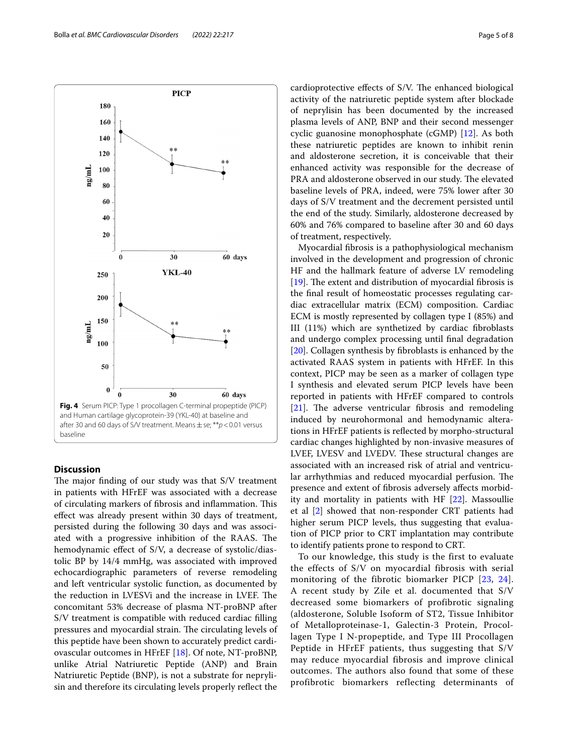PICP

ng/mL

180
160
140
120
100
80
60
40
20

0 30 60 days

**

**

YKL-40

ng/mL

250
200
150
100
50
0

0 30 60 days

**

**

**Fig. 4** Serum PICP: Type 1 procollagen C-terminal propeptide (PICP) and Human cartilage glycoprotein-39 (YKL-40) at baseline and after 30 and 60 days of S/V treatment. Means ± se; **$p < 0.01$ versus baseline

## Discussion

The major finding of our study was that S/V treatment in patients with HFrEF was associated with a decrease of circulating markers of fibrosis and inflammation. This effect was already present within 30 days of treatment, persisted during the following 30 days and was associated with a progressive inhibition of the RAAS. The hemodynamic effect of S/V, a decrease of systolic/diastolic BP by 14/4 mmHg, was associated with improved echocardiographic parameters of reverse remodeling and left ventricular systolic function, as documented by the reduction in LVESVi and the increase in LVEF. The concomitant 53% decrease of plasma NT-proBNP after S/V treatment is compatible with reduced cardiac filling pressures and myocardial strain. The circulating levels of this peptide have been shown to accurately predict cardiovascular outcomes in HFrEF [18]. Of note, NT-proBNP, unlike Atrial Natriuretic Peptide (ANP) and Brain Natriuretic Peptide (BNP), is not a substrate for neprylisin and therefore its circulating levels properly reflect the cardioprotective effects of S/V. The enhanced biological activity of the natriuretic peptide system after blockade of neprylisin has been documented by the increased plasma levels of ANP, BNP and their second messenger cyclic guanosine monophosphate (cGMP) [12]. As both these natriuretic peptides are known to inhibit renin and aldosterone secretion, it is conceivable that their enhanced activity was responsible for the decrease of PRA and aldosterone observed in our study. The elevated baseline levels of PRA, indeed, were 75% lower after 30 days of S/V treatment and the decrement persisted until the end of the study. Similarly, aldosterone decreased by 60% and 76% compared to baseline after 30 and 60 days of treatment, respectively.

Myocardial fibrosis is a pathophysiological mechanism involved in the development and progression of chronic HF and the hallmark feature of adverse LV remodeling [19]. The extent and distribution of myocardial fibrosis is the final result of homeostatic processes regulating cardiac extracellular matrix (ECM) composition. Cardiac ECM is mostly represented by collagen type I (85%) and III (11%) which are synthetized by cardiac fibroblasts and undergo complex processing until final degradation [20]. Collagen synthesis by fibroblasts is enhanced by the activated RAAS system in patients with HFrEF. In this context, PICP may be seen as a marker of collagen type I synthesis and elevated serum PICP levels have been reported in patients with HFrEF compared to controls [21]. The adverse ventricular fibrosis and remodeling induced by neurohormonal and hemodynamic alterations in HFrEF patients is reflected by morpho-structural cardiac changes highlighted by non-invasive measures of LVEF, LVESV and LVEDV. These structural changes are associated with an increased risk of atrial and ventricular arrhythmias and reduced myocardial perfusion. The presence and extent of fibrosis adversely affects morbidity and mortality in patients with HF [22]. Massoullie et al [2] showed that non-responder CRT patients had higher serum PICP levels, thus suggesting that evaluation of PICP prior to CRT implantation may contribute to identify patients prone to respond to CRT.

To our knowledge, this study is the first to evaluate the effects of S/V on myocardial fibrosis with serial monitoring of the fibrotic biomarker PICP [23, 24]. A recent study by Zile et al. documented that S/V decreased some biomarkers of profibrotic signaling (aldosterone, Soluble Isoform of ST2, Tissue Inhibitor of Metalloproteinase-1, Galectin-3 Protein, Procollagen Type I N-propeptide, and Type III Procollagen Peptide in HFrEF patients, thus suggesting that S/V may reduce myocardial fibrosis and improve clinical outcomes. The authors also found that some of these profibrotic biomarkers reflecting determinants of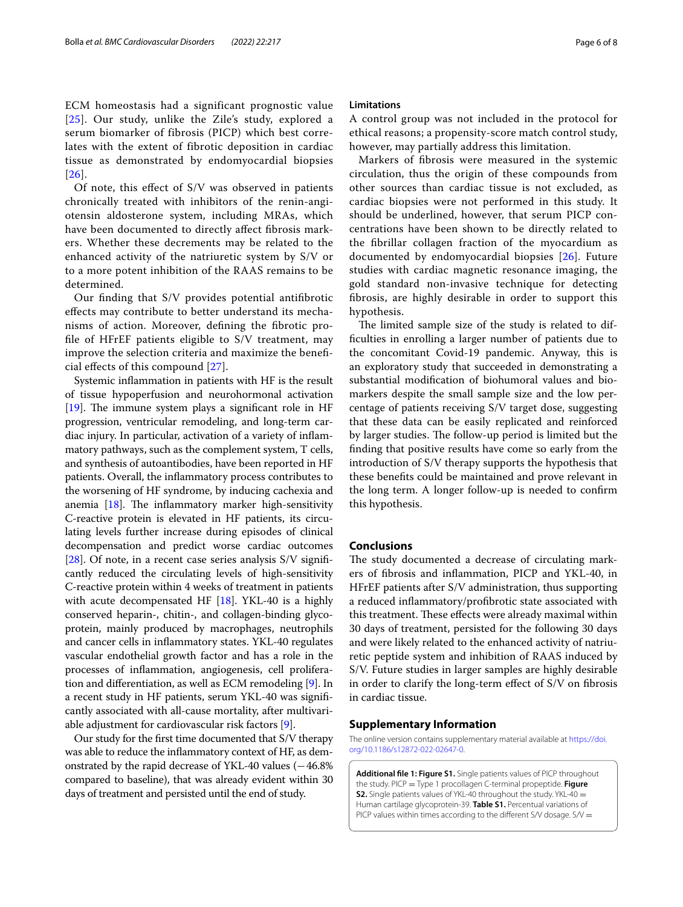ECM homeostasis had a significant prognostic value [25]. Our study, unlike the Zile's study, explored a serum biomarker of fibrosis (PICP) which best correlates with the extent of fibrotic deposition in cardiac tissue as demonstrated by endomyocardial biopsies [26].

Of note, this effect of S/V was observed in patients chronically treated with inhibitors of the renin-angiotensin aldosterone system, including MRAs, which have been documented to directly affect fibrosis markers. Whether these decrements may be related to the enhanced activity of the natriuretic system by S/V or to a more potent inhibition of the RAAS remains to be determined.

Our finding that S/V provides potential antifibrotic effects may contribute to better understand its mechanisms of action. Moreover, defining the fibrotic profile of HFrEF patients eligible to S/V treatment, may improve the selection criteria and maximize the beneficial effects of this compound [27].

Systemic inflammation in patients with HF is the result of tissue hypoperfusion and neurohormonal activation [19]. The immune system plays a significant role in HF progression, ventricular remodeling, and long-term cardiac injury. In particular, activation of a variety of inflammatory pathways, such as the complement system, T cells, and synthesis of autoantibodies, have been reported in HF patients. Overall, the inflammatory process contributes to the worsening of HF syndrome, by inducing cachexia and anemia [18]. The inflammatory marker high-sensitivity C-reactive protein is elevated in HF patients, its circulating levels further increase during episodes of clinical decompensation and predict worse cardiac outcomes [28]. Of note, in a recent case series analysis S/V significantly reduced the circulating levels of high-sensitivity C-reactive protein within 4 weeks of treatment in patients with acute decompensated HF [18]. YKL-40 is a highly conserved heparin-, chitin-, and collagen-binding glycoprotein, mainly produced by macrophages, neutrophils and cancer cells in inflammatory states. YKL-40 regulates vascular endothelial growth factor and has a role in the processes of inflammation, angiogenesis, cell proliferation and differentiation, as well as ECM remodeling [9]. In a recent study in HF patients, serum YKL-40 was significantly associated with all-cause mortality, after multivariable adjustment for cardiovascular risk factors [9].

Our study for the first time documented that S/V therapy was able to reduce the inflammatory context of HF, as demonstrated by the rapid decrease of YKL-40 values (−46.8% compared to baseline), that was already evident within 30 days of treatment and persisted until the end of study.

## Limitations

A control group was not included in the protocol for ethical reasons; a propensity-score match control study, however, may partially address this limitation.

Markers of fibrosis were measured in the systemic circulation, thus the origin of these compounds from other sources than cardiac tissue is not excluded, as cardiac biopsies were not performed in this study. It should be underlined, however, that serum PICP concentrations have been shown to be directly related to the fibrillar collagen fraction of the myocardium as documented by endomyocardial biopsies [26]. Future studies with cardiac magnetic resonance imaging, the gold standard non-invasive technique for detecting fibrosis, are highly desirable in order to support this hypothesis.

The limited sample size of the study is related to difficulties in enrolling a larger number of patients due to the concomitant Covid-19 pandemic. Anyway, this is an exploratory study that succeeded in demonstrating a substantial modification of biohumoral values and biomarkers despite the small sample size and the low percentage of patients receiving S/V target dose, suggesting that these data can be easily replicated and reinforced by larger studies. The follow-up period is limited but the finding that positive results have come so early from the introduction of S/V therapy supports the hypothesis that these benefits could be maintained and prove relevant in the long term. A longer follow-up is needed to confirm this hypothesis.

## Conclusions

The study documented a decrease of circulating markers of fibrosis and inflammation, PICP and YKL-40, in HFrEF patients after S/V administration, thus supporting a reduced inflammatory/profibrotic state associated with this treatment. These effects were already maximal within 30 days of treatment, persisted for the following 30 days and were likely related to the enhanced activity of natriuretic peptide system and inhibition of RAAS induced by S/V. Future studies in larger samples are highly desirable in order to clarify the long-term effect of S/V on fibrosis in cardiac tissue.

## Supplementary Information

The online version contains supplementary material available at https://doi.org/10.1186/s12872-022-02647-0.

**Additional file 1: Figure S1.** Single patients values of PICP throughout the study. PICP = Type 1 procollagen C-terminal propeptide. **Figure S2.** Single patients values of YKL-40 throughout the study. YKL-40 = Human cartilage glycoprotein-39. **Table S1.** Percentual variations of PICP values within times according to the different S/V dosage. S/V =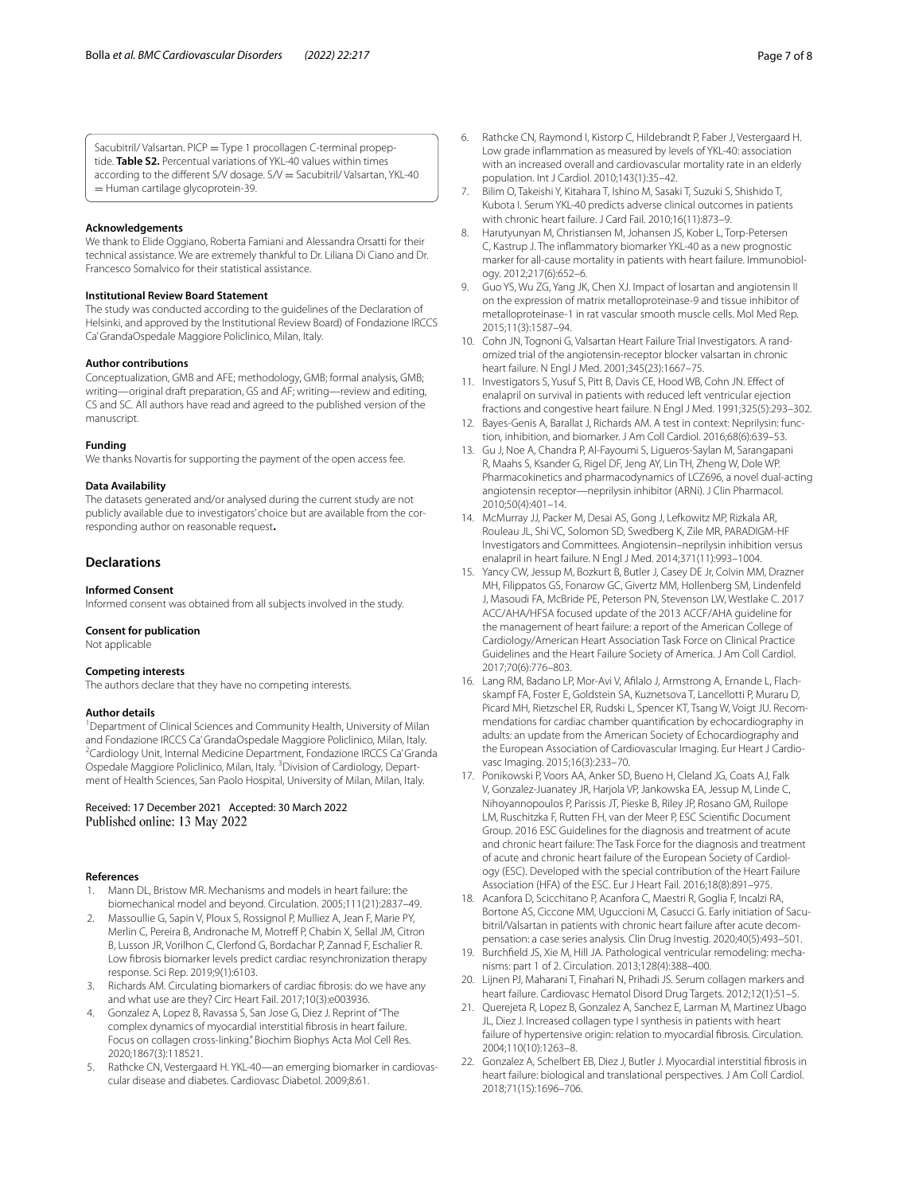Sacubitril/ Valsartan. PICP = Type 1 procollagen C-terminal propeptide. **Table S2.** Percentual variations of YKL-40 values within times according to the different S/V dosage. S/V = Sacubitril/ Valsartan, YKL-40 = Human cartilage glycoprotein-39.

#### Acknowledgements

We thank to Elide Oggiano, Roberta Famiani and Alessandra Orsatti for their technical assistance. We are extremely thankful to Dr. Liliana Di Ciano and Dr. Francesco Somalvico for their statistical assistance.

#### Institutional Review Board Statement

The study was conducted according to the guidelines of the Declaration of Helsinki, and approved by the Institutional Review Board) of Fondazione IRCCS Ca' GrandaOspedale Maggiore Policlinico, Milan, Italy.

#### Author contributions

Conceptualization, GMB and AFE; methodology, GMB; formal analysis, GMB; writing—original draft preparation, GS and AF; writing—review and editing, CS and SC. All authors have read and agreed to the published version of the manuscript.

#### Funding

We thanks Novartis for supporting the payment of the open access fee.

#### Data Availability

The datasets generated and/or analysed during the current study are not publicly available due to investigators' choice but are available from the corresponding author on reasonable request**.**

## Declarations

#### Informed Consent

Informed consent was obtained from all subjects involved in the study.

#### Consent for publication

Not applicable

#### Competing interests

The authors declare that they have no competing interests.

#### Author details

[1]Department of Clinical Sciences and Community Health, University of Milan and Fondazione IRCCS Ca' GrandaOspedale Maggiore Policlinico, Milan, Italy. [2]Cardiology Unit, Internal Medicine Department, Fondazione IRCCS Ca' Granda Ospedale Maggiore Policlinico, Milan, Italy. [3]Division of Cardiology, Department of Health Sciences, San Paolo Hospital, University of Milan, Milan, Italy.

Received: 17 December 2021 Accepted: 30 March 2022
Published online: 13 May 2022

#### References

1. Mann DL, Bristow MR. Mechanisms and models in heart failure: the biomechanical model and beyond. Circulation. 2005;111(21):2837–49.
2. Massoullie G, Sapin V, Ploux S, Rossignol P, Mulliez A, Jean F, Marie PY, Merlin C, Pereira B, Andronache M, Motreff P, Chabin X, Sellal JM, Citron B, Lusson JR, Vorilhon C, Clerfond G, Bordachar P, Zannad F, Eschalier R. Low fibrosis biomarker levels predict cardiac resynchronization therapy response. Sci Rep. 2019;9(1):6103.
3. Richards AM. Circulating biomarkers of cardiac fibrosis: do we have any and what use are they? Circ Heart Fail. 2017;10(3):e003936.
4. Gonzalez A, Lopez B, Ravassa S, San Jose G, Diez J. Reprint of "The complex dynamics of myocardial interstitial fibrosis in heart failure. Focus on collagen cross-linking." Biochim Biophys Acta Mol Cell Res. 2020;1867(3):118521.
5. Rathcke CN, Vestergaard H. YKL-40—an emerging biomarker in cardiovascular disease and diabetes. Cardiovasc Diabetol. 2009;8:61.
6. Rathcke CN, Raymond I, Kistorp C, Hildebrandt P, Faber J, Vestergaard H. Low grade inflammation as measured by levels of YKL-40: association with an increased overall and cardiovascular mortality rate in an elderly population. Int J Cardiol. 2010;143(1):35–42.
7. Bilim O, Takeishi Y, Kitahara T, Ishino M, Sasaki T, Suzuki S, Shishido T, Kubota I. Serum YKL-40 predicts adverse clinical outcomes in patients with chronic heart failure. J Card Fail. 2010;16(11):873–9.
8. Harutyunyan M, Christiansen M, Johansen JS, Kober L, Torp-Petersen C, Kastrup J. The inflammatory biomarker YKL-40 as a new prognostic marker for all-cause mortality in patients with heart failure. Immunobiology. 2012;217(6):652–6.
9. Guo YS, Wu ZG, Yang JK, Chen XJ. Impact of losartan and angiotensin II on the expression of matrix metalloproteinase-9 and tissue inhibitor of metalloproteinase-1 in rat vascular smooth muscle cells. Mol Med Rep. 2015;11(3):1587–94.
10. Cohn JN, Tognoni G, Valsartan Heart Failure Trial Investigators. A randomized trial of the angiotensin-receptor blocker valsartan in chronic heart failure. N Engl J Med. 2001;345(23):1667–75.
11. Investigators S, Yusuf S, Pitt B, Davis CE, Hood WB, Cohn JN. Effect of enalapril on survival in patients with reduced left ventricular ejection fractions and congestive heart failure. N Engl J Med. 1991;325(5):293–302.
12. Bayes-Genis A, Barallat J, Richards AM. A test in context: Neprilysin: function, inhibition, and biomarker. J Am Coll Cardiol. 2016;68(6):639–53.
13. Gu J, Noe A, Chandra P, Al-Fayoumi S, Ligueros-Saylan M, Sarangapani R, Maahs S, Ksander G, Rigel DF, Jeng AY, Lin TH, Zheng W, Dole WP. Pharmacokinetics and pharmacodynamics of LCZ696, a novel dual-acting angiotensin receptor—neprilysin inhibitor (ARNi). J Clin Pharmacol. 2010;50(4):401–14.
14. McMurray JJ, Packer M, Desai AS, Gong J, Lefkowitz MP, Rizkala AR, Rouleau JL, Shi VC, Solomon SD, Swedberg K, Zile MR, PARADIGM-HF Investigators and Committees. Angiotensin–neprilysin inhibition versus enalapril in heart failure. N Engl J Med. 2014;371(11):993–1004.
15. Yancy CW, Jessup M, Bozkurt B, Butler J, Casey DE Jr, Colvin MM, Drazner MH, Filippatos GS, Fonarow GC, Givertz MM, Hollenberg SM, Lindenfeld J, Masoudi FA, McBride PE, Peterson PN, Stevenson LW, Westlake C. 2017 ACC/AHA/HFSA focused update of the 2013 ACCF/AHA guideline for the management of heart failure: a report of the American College of Cardiology/American Heart Association Task Force on Clinical Practice Guidelines and the Heart Failure Society of America. J Am Coll Cardiol. 2017;70(6):776–803.
16. Lang RM, Badano LP, Mor-Avi V, Afilalo J, Armstrong A, Ernande L, Flachskampf FA, Foster E, Goldstein SA, Kuznetsova T, Lancellotti P, Muraru D, Picard MH, Rietzschel ER, Rudski L, Spencer KT, Tsang W, Voigt JU. Recommendations for cardiac chamber quantification by echocardiography in adults: an update from the American Society of Echocardiography and the European Association of Cardiovascular Imaging. Eur Heart J Cardiovasc Imaging. 2015;16(3):233–70.
17. Ponikowski P, Voors AA, Anker SD, Bueno H, Cleland JG, Coats AJ, Falk V, Gonzalez-Juanatey JR, Harjola VP, Jankowska EA, Jessup M, Linde C, Nihoyannopoulos P, Parissis JT, Pieske B, Riley JP, Rosano GM, Ruilope LM, Ruschitzka F, Rutten FH, van der Meer P, ESC Scientific Document Group. 2016 ESC Guidelines for the diagnosis and treatment of acute and chronic heart failure: The Task Force for the diagnosis and treatment of acute and chronic heart failure of the European Society of Cardiology (ESC). Developed with the special contribution of the Heart Failure Association (HFA) of the ESC. Eur J Heart Fail. 2016;18(8):891–975.
18. Acanfora D, Scicchitano P, Acanfora C, Maestri R, Goglia F, Incalzi RA, Bortone AS, Ciccone MM, Uguccioni M, Casucci G. Early initiation of Sacubitril/Valsartan in patients with chronic heart failure after acute decompensation: a case series analysis. Clin Drug Investig. 2020;40(5):493–501.
19. Burchfield JS, Xie M, Hill JA. Pathological ventricular remodeling: mechanisms: part 1 of 2. Circulation. 2013;128(4):388–400.
20. Lijnen PJ, Maharani T, Finahari N, Prihadi JS. Serum collagen markers and heart failure. Cardiovasc Hematol Disord Drug Targets. 2012;12(1):51–5.
21. Querejeta R, Lopez B, Gonzalez A, Sanchez E, Larman M, Martinez Ubago JL, Diez J. Increased collagen type I synthesis in patients with heart failure of hypertensive origin: relation to myocardial fibrosis. Circulation. 2004;110(10):1263–8.
22. Gonzalez A, Schelbert EB, Diez J, Butler J. Myocardial interstitial fibrosis in heart failure: biological and translational perspectives. J Am Coll Cardiol. 2018;71(15):1696–706.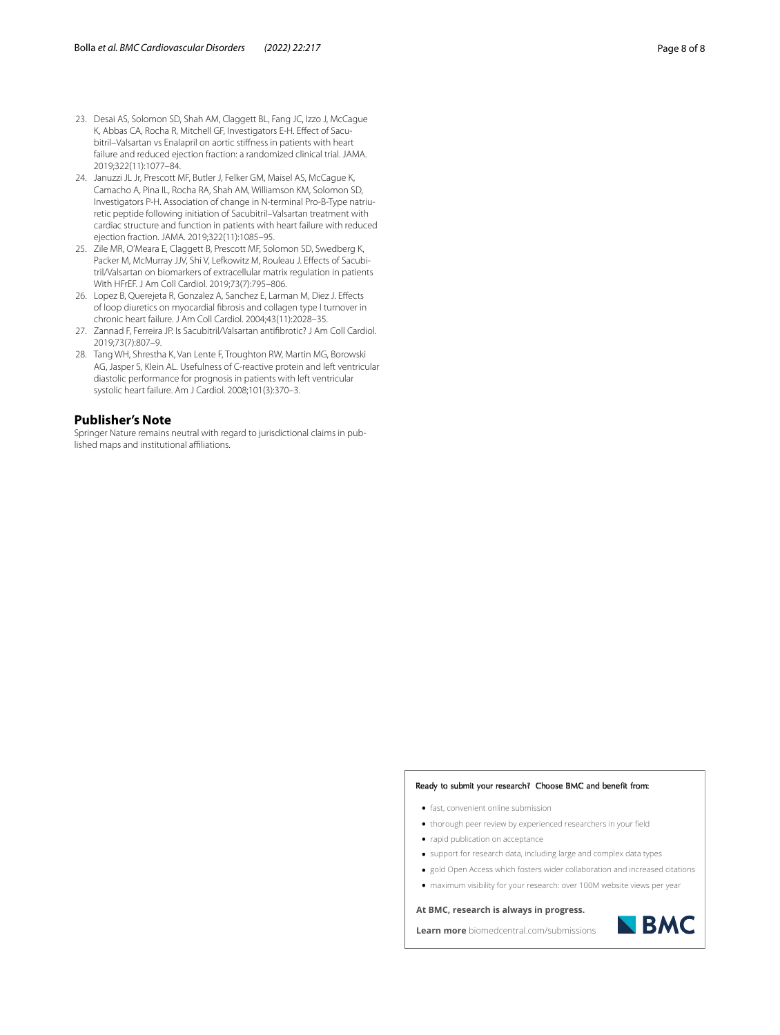23. Desai AS, Solomon SD, Shah AM, Claggett BL, Fang JC, Izzo J, McCague K, Abbas CA, Rocha R, Mitchell GF, Investigators E-H. Effect of Sacubitril–Valsartan vs Enalapril on aortic stiffness in patients with heart failure and reduced ejection fraction: a randomized clinical trial. JAMA. 2019;322(11):1077–84.
24. Januzzi JL Jr, Prescott MF, Butler J, Felker GM, Maisel AS, McCague K, Camacho A, Pina IL, Rocha RA, Shah AM, Williamson KM, Solomon SD, Investigators P-H. Association of change in N-terminal Pro-B-Type natriuretic peptide following initiation of Sacubitril–Valsartan treatment with cardiac structure and function in patients with heart failure with reduced ejection fraction. JAMA. 2019;322(11):1085–95.
25. Zile MR, O'Meara E, Claggett B, Prescott MF, Solomon SD, Swedberg K, Packer M, McMurray JJV, Shi V, Lefkowitz M, Rouleau J. Effects of Sacubitril/Valsartan on biomarkers of extracellular matrix regulation in patients With HFrEF. J Am Coll Cardiol. 2019;73(7):795–806.
26. Lopez B, Querejeta R, Gonzalez A, Sanchez E, Larman M, Diez J. Effects of loop diuretics on myocardial fibrosis and collagen type I turnover in chronic heart failure. J Am Coll Cardiol. 2004;43(11):2028–35.
27. Zannad F, Ferreira JP. Is Sacubitril/Valsartan antifibrotic? J Am Coll Cardiol. 2019;73(7):807–9.
28. Tang WH, Shrestha K, Van Lente F, Troughton RW, Martin MG, Borowski AG, Jasper S, Klein AL. Usefulness of C-reactive protein and left ventricular diastolic performance for prognosis in patients with left ventricular systolic heart failure. Am J Cardiol. 2008;101(3):370–3.

## Publisher's Note

Springer Nature remains neutral with regard to jurisdictional claims in published maps and institutional affiliations.

Ready to submit your research? Choose BMC and benefit from:

- fast, convenient online submission
- thorough peer review by experienced researchers in your field
- rapid publication on acceptance
- support for research data, including large and complex data types
- gold Open Access which fosters wider collaboration and increased citations
- maximum visibility for your research: over 100M website views per year

**At BMC, research is always in progress.**

**Learn more** biomedcentral.com/submissions

BMC